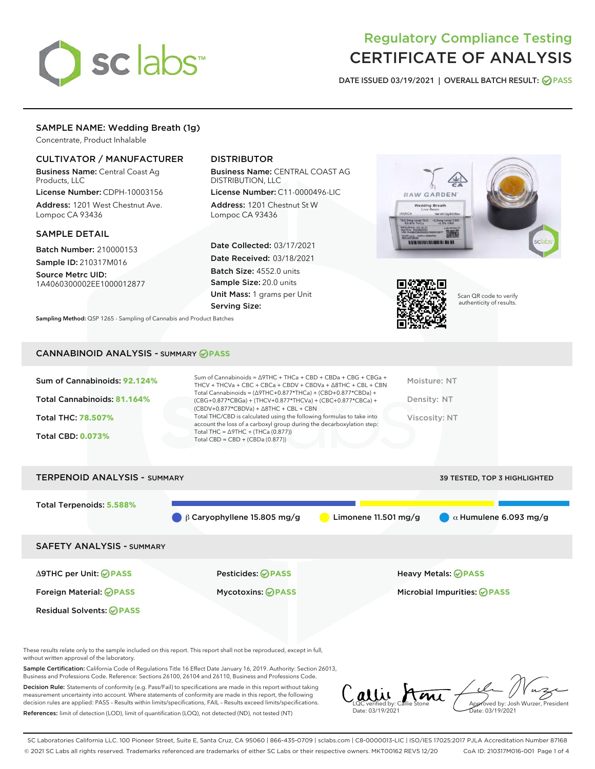# Regulatory Compliance Testing
# CERTIFICATE OF ANALYSIS

DATE ISSUED 03/19/2021 | OVERALL BATCH RESULT: PASS

## SAMPLE NAME: Wedding Breath (1g)

Concentrate, Product Inhalable

### CULTIVATOR / MANUFACTURER

**Business Name:** Central Coast Ag Products, LLC
**License Number:** CDPH-10003156
**Address:** 1201 West Chestnut Ave. Lompoc CA 93436

### DISTRIBUTOR

**Business Name:** CENTRAL COAST AG DISTRIBUTION, LLC
**License Number:** C11-0000496-LIC
**Address:** 1201 Chestnut St W Lompoc CA 93436

### SAMPLE DETAIL

**Batch Number:** 210000153
**Sample ID:** 210317M016
**Source Metrc UID:** 1A4060300002EE1000012877

**Date Collected:** 03/17/2021
**Date Received:** 03/18/2021
**Batch Size:** 4552.0 units
**Sample Size:** 20.0 units
**Unit Mass:** 1 grams per Unit
**Serving Size:**

**Sampling Method:** QSP 1265 - Sampling of Cannabis and Product Batches

Scan QR code to verify authenticity of results.

## CANNABINOID ANALYSIS - SUMMARY PASS

Sum of Cannabinoids: **92.124%**
Total Cannabinoids: **81.164%**
Total THC: **78.507%**
Total CBD: **0.073%**

Sum of Cannabinoids = Δ9THC + THCa + CBD + CBDa + CBG + CBGa + THCV + THCVa + CBC + CBCa + CBDV + CBDVa + Δ8THC + CBL + CBN
Total Cannabinoids = (Δ9THC+0.877*THCa) + (CBD+0.877*CBDa) + (CBG+0.877*CBGa) + (THCV+0.877*THCVa) + (CBC+0.877*CBCa) + (CBDV+0.877*CBDVa) + Δ8THC + CBL + CBN
Total THC/CBD is calculated using the following formulas to take into account the loss of a carboxyl group during the decarboxylation step:
Total THC = Δ9THC + (THCa (0.877))
Total CBD = CBD + (CBDa (0.877))

Moisture: NT
Density: NT
Viscosity: NT

## TERPENOID ANALYSIS - SUMMARY

39 TESTED, TOP 3 HIGHLIGHTED

Total Terpenoids: **5.588%**

β Caryophyllene 15.805 mg/g | Limonene 11.501 mg/g | α Humulene 6.093 mg/g

## SAFETY ANALYSIS - SUMMARY

| | | |
|---|---|---|
| Δ9THC per Unit: PASS | Pesticides: PASS | Heavy Metals: PASS |
| Foreign Material: PASS | Mycotoxins: PASS | Microbial Impurities: PASS |
| Residual Solvents: PASS | | |

These results relate only to the sample included on this report. This report shall not be reproduced, except in full, without written approval of the laboratory.

**Sample Certification:** California Code of Regulations Title 16 Effect Date January 16, 2019. Authority: Section 26013, Business and Professions Code. Reference: Sections 26100, 26104 and 26110, Business and Professions Code.

**Decision Rule:** Statements of conformity (e.g. Pass/Fail) to specifications are made in this report without taking measurement uncertainty into account. Where statements of conformity are made in this report, the following decision rules are applied: PASS – Results within limits/specifications, FAIL – Results exceed limits/specifications.

**References:** limit of detection (LOD), limit of quantification (LOQ), not detected (ND), not tested (NT)

LQC verified by: Callie Stone
Date: 03/19/2021

Approved by: Josh Wurzer, President
Date: 03/19/2021

SC Laboratories California LLC. 100 Pioneer Street, Suite E, Santa Cruz, CA 95060 | 866-435-0709 | sclabs.com | C8-0000013-LIC | ISO/IES 17025:2017 PJLA Accreditation Number 87168
© 2021 SC Labs all rights reserved. Trademarks referenced are trademarks of either SC Labs or their respective owners. MKT00162 REV5 12/20 CoA ID: 210317M016-001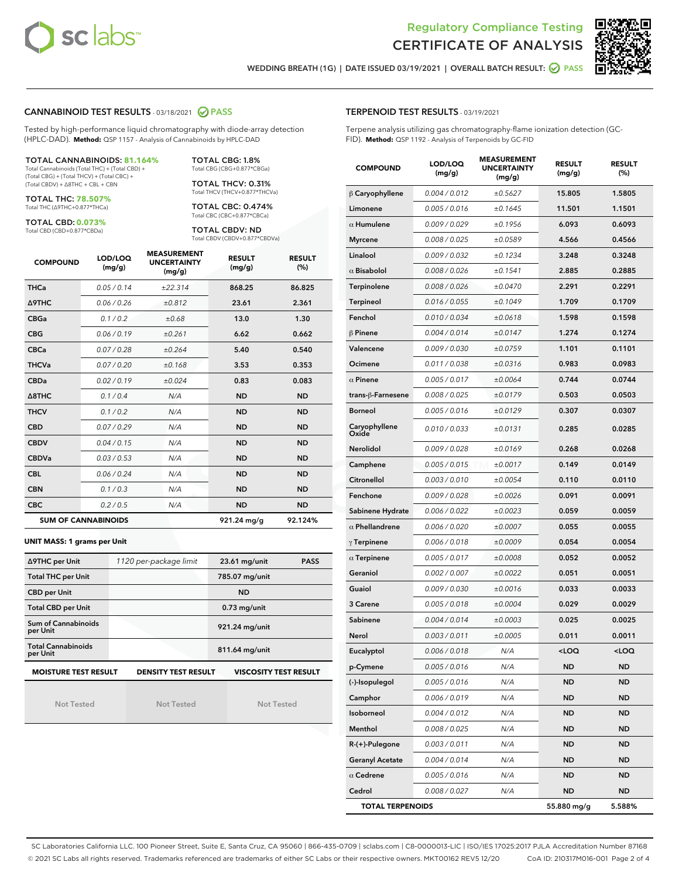# Regulatory Compliance Testing
# CERTIFICATE OF ANALYSIS

WEDDING BREATH (1G) | DATE ISSUED 03/19/2021 | OVERALL BATCH RESULT: PASS

## CANNABINOID TEST RESULTS - 03/18/2021 PASS

Tested by high-performance liquid chromatography with diode-array detection (HPLC-DAD). **Method:** QSP 1157 - Analysis of Cannabinoids by HPLC-DAD

**TOTAL CANNABINOIDS: 81.164%**
Total Cannabinoids (Total THC) + (Total CBD) + (Total CBG) + (Total THCV) + (Total CBC) + (Total CBDV) + Δ8THC + CBL + CBN

**TOTAL THC: 78.507%**
Total THC (Δ9THC+0.877*THCa)

**TOTAL CBD: 0.073%**
Total CBD (CBD+0.877*CBDa)

**TOTAL CBG: 1.8%**
Total CBG (CBG+0.877*CBGa)

**TOTAL THCV: 0.31%**
Total THCV (THCV+0.877*THCVa)

**TOTAL CBC: 0.474%**
Total CBC (CBC+0.877*CBCa)

**TOTAL CBDV: ND**
Total CBDV (CBDV+0.877*CBDVa)

| COMPOUND | LOD/LOQ (mg/g) | MEASUREMENT UNCERTAINTY (mg/g) | RESULT (mg/g) | RESULT (%) |
|---|---|---|---|---|
| THCa | 0.05 / 0.14 | ±22.314 | 868.25 | 86.825 |
| Δ9THC | 0.06 / 0.26 | ±0.812 | 23.61 | 2.361 |
| CBGa | 0.1 / 0.2 | ±0.68 | 13.0 | 1.30 |
| CBG | 0.06 / 0.19 | ±0.261 | 6.62 | 0.662 |
| CBCa | 0.07 / 0.28 | ±0.264 | 5.40 | 0.540 |
| THCVa | 0.07 / 0.20 | ±0.168 | 3.53 | 0.353 |
| CBDa | 0.02 / 0.19 | ±0.024 | 0.83 | 0.083 |
| Δ8THC | 0.1 / 0.4 | N/A | ND | ND |
| THCV | 0.1 / 0.2 | N/A | ND | ND |
| CBD | 0.07 / 0.29 | N/A | ND | ND |
| CBDV | 0.04 / 0.15 | N/A | ND | ND |
| CBDVa | 0.03 / 0.53 | N/A | ND | ND |
| CBL | 0.06 / 0.24 | N/A | ND | ND |
| CBN | 0.1 / 0.3 | N/A | ND | ND |
| CBC | 0.2 / 0.5 | N/A | ND | ND |
| **SUM OF CANNABINOIDS** | | | 921.24 mg/g | 92.124% |

**UNIT MASS: 1 grams per Unit**

| | | | |
|---|---|---|---|
| Δ9THC per Unit | 1120 per-package limit | 23.61 mg/unit | PASS |
| Total THC per Unit | | 785.07 mg/unit | |
| CBD per Unit | | ND | |
| Total CBD per Unit | | 0.73 mg/unit | |
| Sum of Cannabinoids per Unit | | 921.24 mg/unit | |
| Total Cannabinoids per Unit | | 811.64 mg/unit | |

| MOISTURE TEST RESULT | DENSITY TEST RESULT | VISCOSITY TEST RESULT |
|---|---|---|
| Not Tested | Not Tested | Not Tested |

## TERPENOID TEST RESULTS - 03/19/2021

Terpene analysis utilizing gas chromatography-flame ionization detection (GC-FID). **Method:** QSP 1192 - Analysis of Terpenoids by GC-FID

| COMPOUND | LOD/LOQ (mg/g) | MEASUREMENT UNCERTAINTY (mg/g) | RESULT (mg/g) | RESULT (%) |
|---|---|---|---|---|
| β Caryophyllene | 0.004 / 0.012 | ±0.5627 | 15.805 | 1.5805 |
| Limonene | 0.005 / 0.016 | ±0.1645 | 11.501 | 1.1501 |
| α Humulene | 0.009 / 0.029 | ±0.1956 | 6.093 | 0.6093 |
| Myrcene | 0.008 / 0.025 | ±0.0589 | 4.566 | 0.4566 |
| Linalool | 0.009 / 0.032 | ±0.1234 | 3.248 | 0.3248 |
| α Bisabolol | 0.008 / 0.026 | ±0.1541 | 2.885 | 0.2885 |
| Terpinolene | 0.008 / 0.026 | ±0.0470 | 2.291 | 0.2291 |
| Terpineol | 0.016 / 0.055 | ±0.1049 | 1.709 | 0.1709 |
| Fenchol | 0.010 / 0.034 | ±0.0618 | 1.598 | 0.1598 |
| β Pinene | 0.004 / 0.014 | ±0.0147 | 1.274 | 0.1274 |
| Valencene | 0.009 / 0.030 | ±0.0759 | 1.101 | 0.1101 |
| Ocimene | 0.011 / 0.038 | ±0.0316 | 0.983 | 0.0983 |
| α Pinene | 0.005 / 0.017 | ±0.0064 | 0.744 | 0.0744 |
| trans-β-Farnesene | 0.008 / 0.025 | ±0.0179 | 0.503 | 0.0503 |
| Borneol | 0.005 / 0.016 | ±0.0129 | 0.307 | 0.0307 |
| Caryophyllene Oxide | 0.010 / 0.033 | ±0.0131 | 0.285 | 0.0285 |
| Nerolidol | 0.009 / 0.028 | ±0.0169 | 0.268 | 0.0268 |
| Camphene | 0.005 / 0.015 | ±0.0017 | 0.149 | 0.0149 |
| Citronellol | 0.003 / 0.010 | ±0.0054 | 0.110 | 0.0110 |
| Fenchone | 0.009 / 0.028 | ±0.0026 | 0.091 | 0.0091 |
| Sabinene Hydrate | 0.006 / 0.022 | ±0.0023 | 0.059 | 0.0059 |
| α Phellandrene | 0.006 / 0.020 | ±0.0007 | 0.055 | 0.0055 |
| γ Terpinene | 0.006 / 0.018 | ±0.0009 | 0.054 | 0.0054 |
| α Terpinene | 0.005 / 0.017 | ±0.0008 | 0.052 | 0.0052 |
| Geraniol | 0.002 / 0.007 | ±0.0022 | 0.051 | 0.0051 |
| Guaiol | 0.009 / 0.030 | ±0.0016 | 0.033 | 0.0033 |
| 3 Carene | 0.005 / 0.018 | ±0.0004 | 0.029 | 0.0029 |
| Sabinene | 0.004 / 0.014 | ±0.0003 | 0.025 | 0.0025 |
| Nerol | 0.003 / 0.011 | ±0.0005 | 0.011 | 0.0011 |
| Eucalyptol | 0.006 / 0.018 | N/A | <LOQ | <LOQ |
| p-Cymene | 0.005 / 0.016 | N/A | ND | ND |
| (-)-Isopulegol | 0.005 / 0.016 | N/A | ND | ND |
| Camphor | 0.006 / 0.019 | N/A | ND | ND |
| Isoborneol | 0.004 / 0.012 | N/A | ND | ND |
| Menthol | 0.008 / 0.025 | N/A | ND | ND |
| R-(+)-Pulegone | 0.003 / 0.011 | N/A | ND | ND |
| Geranyl Acetate | 0.004 / 0.014 | N/A | ND | ND |
| α Cedrene | 0.005 / 0.016 | N/A | ND | ND |
| Cedrol | 0.008 / 0.027 | N/A | ND | ND |
| **TOTAL TERPENOIDS** | | | 55.880 mg/g | 5.588% |

SC Laboratories California LLC. 100 Pioneer Street, Suite E, Santa Cruz, CA 95060 | 866-435-0709 | sclabs.com | C8-0000013-LIC | ISO/IES 17025:2017 PJLA Accreditation Number 87168
© 2021 SC Labs all rights reserved. Trademarks referenced are trademarks of either SC Labs or their respective owners. MKT00162 REV5 12/20 CoA ID: 210317M016-001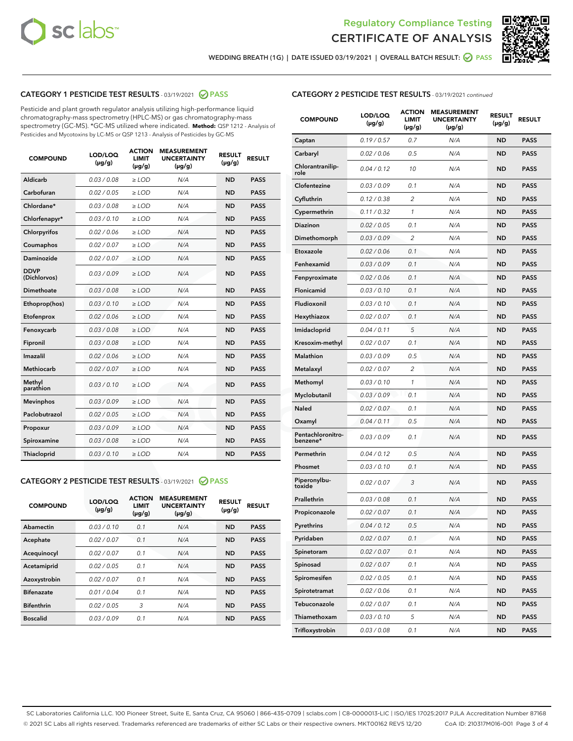Regulatory Compliance Testing
# CERTIFICATE OF ANALYSIS

WEDDING BREATH (1G) | DATE ISSUED 03/19/2021 | OVERALL BATCH RESULT: PASS

## CATEGORY 1 PESTICIDE TEST RESULTS - 03/19/2021 PASS

Pesticide and plant growth regulator analysis utilizing high-performance liquid chromatography-mass spectrometry (HPLC-MS) or gas chromatography-mass spectrometry (GC-MS). *GC-MS utilized where indicated. **Method:** QSP 1212 - Analysis of Pesticides and Mycotoxins by LC-MS or QSP 1213 - Analysis of Pesticides by GC-MS

| COMPOUND | LOD/LOQ (µg/g) | ACTION LIMIT (µg/g) | MEASUREMENT UNCERTAINTY (µg/g) | RESULT (µg/g) | RESULT |
|---|---|---|---|---|---|
| Aldicarb | 0.03 / 0.08 | ≥ LOD | N/A | ND | PASS |
| Carbofuran | 0.02 / 0.05 | ≥ LOD | N/A | ND | PASS |
| Chlordane* | 0.03 / 0.08 | ≥ LOD | N/A | ND | PASS |
| Chlorfenapyr* | 0.03 / 0.10 | ≥ LOD | N/A | ND | PASS |
| Chlorpyrifos | 0.02 / 0.06 | ≥ LOD | N/A | ND | PASS |
| Coumaphos | 0.02 / 0.07 | ≥ LOD | N/A | ND | PASS |
| Daminozide | 0.02 / 0.07 | ≥ LOD | N/A | ND | PASS |
| DDVP (Dichlorvos) | 0.03 / 0.09 | ≥ LOD | N/A | ND | PASS |
| Dimethoate | 0.03 / 0.08 | ≥ LOD | N/A | ND | PASS |
| Ethoprop(hos) | 0.03 / 0.10 | ≥ LOD | N/A | ND | PASS |
| Etofenprox | 0.02 / 0.06 | ≥ LOD | N/A | ND | PASS |
| Fenoxycarb | 0.03 / 0.08 | ≥ LOD | N/A | ND | PASS |
| Fipronil | 0.03 / 0.08 | ≥ LOD | N/A | ND | PASS |
| Imazalil | 0.02 / 0.06 | ≥ LOD | N/A | ND | PASS |
| Methiocarb | 0.02 / 0.07 | ≥ LOD | N/A | ND | PASS |
| Methyl parathion | 0.03 / 0.10 | ≥ LOD | N/A | ND | PASS |
| Mevinphos | 0.03 / 0.09 | ≥ LOD | N/A | ND | PASS |
| Paclobutrazol | 0.02 / 0.05 | ≥ LOD | N/A | ND | PASS |
| Propoxur | 0.03 / 0.09 | ≥ LOD | N/A | ND | PASS |
| Spiroxamine | 0.03 / 0.08 | ≥ LOD | N/A | ND | PASS |
| Thiacloprid | 0.03 / 0.10 | ≥ LOD | N/A | ND | PASS |

## CATEGORY 2 PESTICIDE TEST RESULTS - 03/19/2021 PASS

| COMPOUND | LOD/LOQ (µg/g) | ACTION LIMIT (µg/g) | MEASUREMENT UNCERTAINTY (µg/g) | RESULT (µg/g) | RESULT |
|---|---|---|---|---|---|
| Abamectin | 0.03 / 0.10 | 0.1 | N/A | ND | PASS |
| Acephate | 0.02 / 0.07 | 0.1 | N/A | ND | PASS |
| Acequinocyl | 0.02 / 0.07 | 0.1 | N/A | ND | PASS |
| Acetamiprid | 0.02 / 0.05 | 0.1 | N/A | ND | PASS |
| Azoxystrobin | 0.02 / 0.07 | 0.1 | N/A | ND | PASS |
| Bifenazate | 0.01 / 0.04 | 0.1 | N/A | ND | PASS |
| Bifenthrin | 0.02 / 0.05 | 3 | N/A | ND | PASS |
| Boscalid | 0.03 / 0.09 | 0.1 | N/A | ND | PASS |
| Captan | 0.19 / 0.57 | 0.7 | N/A | ND | PASS |
| Carbaryl | 0.02 / 0.06 | 0.5 | N/A | ND | PASS |
| Chlorantraniliprole | 0.04 / 0.12 | 10 | N/A | ND | PASS |
| Clofentezine | 0.03 / 0.09 | 0.1 | N/A | ND | PASS |
| Cyfluthrin | 0.12 / 0.38 | 2 | N/A | ND | PASS |
| Cypermethrin | 0.11 / 0.32 | 1 | N/A | ND | PASS |
| Diazinon | 0.02 / 0.05 | 0.1 | N/A | ND | PASS |
| Dimethomorph | 0.03 / 0.09 | 2 | N/A | ND | PASS |
| Etoxazole | 0.02 / 0.06 | 0.1 | N/A | ND | PASS |
| Fenhexamid | 0.03 / 0.09 | 0.1 | N/A | ND | PASS |
| Fenpyroximate | 0.02 / 0.06 | 0.1 | N/A | ND | PASS |
| Flonicamid | 0.03 / 0.10 | 0.1 | N/A | ND | PASS |
| Fludioxonil | 0.03 / 0.10 | 0.1 | N/A | ND | PASS |
| Hexythiazox | 0.02 / 0.07 | 0.1 | N/A | ND | PASS |
| Imidacloprid | 0.04 / 0.11 | 5 | N/A | ND | PASS |
| Kresoxim-methyl | 0.02 / 0.07 | 0.1 | N/A | ND | PASS |
| Malathion | 0.03 / 0.09 | 0.5 | N/A | ND | PASS |
| Metalaxyl | 0.02 / 0.07 | 2 | N/A | ND | PASS |
| Methomyl | 0.03 / 0.10 | 1 | N/A | ND | PASS |
| Myclobutanil | 0.03 / 0.09 | 0.1 | N/A | ND | PASS |
| Naled | 0.02 / 0.07 | 0.1 | N/A | ND | PASS |
| Oxamyl | 0.04 / 0.11 | 0.5 | N/A | ND | PASS |
| Pentachloronitrobenzene* | 0.03 / 0.09 | 0.1 | N/A | ND | PASS |
| Permethrin | 0.04 / 0.12 | 0.5 | N/A | ND | PASS |
| Phosmet | 0.03 / 0.10 | 0.1 | N/A | ND | PASS |
| Piperonylbutoxide | 0.02 / 0.07 | 3 | N/A | ND | PASS |
| Prallethrin | 0.03 / 0.08 | 0.1 | N/A | ND | PASS |
| Propiconazole | 0.02 / 0.07 | 0.1 | N/A | ND | PASS |
| Pyrethrins | 0.04 / 0.12 | 0.5 | N/A | ND | PASS |
| Pyridaben | 0.02 / 0.07 | 0.1 | N/A | ND | PASS |
| Spinetoram | 0.02 / 0.07 | 0.1 | N/A | ND | PASS |
| Spinosad | 0.02 / 0.07 | 0.1 | N/A | ND | PASS |
| Spiromesifen | 0.02 / 0.05 | 0.1 | N/A | ND | PASS |
| Spirotetramat | 0.02 / 0.06 | 0.1 | N/A | ND | PASS |
| Tebuconazole | 0.02 / 0.07 | 0.1 | N/A | ND | PASS |
| Thiamethoxam | 0.03 / 0.10 | 5 | N/A | ND | PASS |
| Trifloxystrobin | 0.03 / 0.08 | 0.1 | N/A | ND | PASS |

SC Laboratories California LLC. 100 Pioneer Street, Suite E, Santa Cruz, CA 95060 | 866-435-0709 | sclabs.com | C8-0000013-LIC | ISO/IES 17025:2017 PJLA Accreditation Number 87168
© 2021 SC Labs all rights reserved. Trademarks referenced are trademarks of either SC Labs or their respective owners. MKT00162 REV5 12/20 CoA ID: 210317M016-001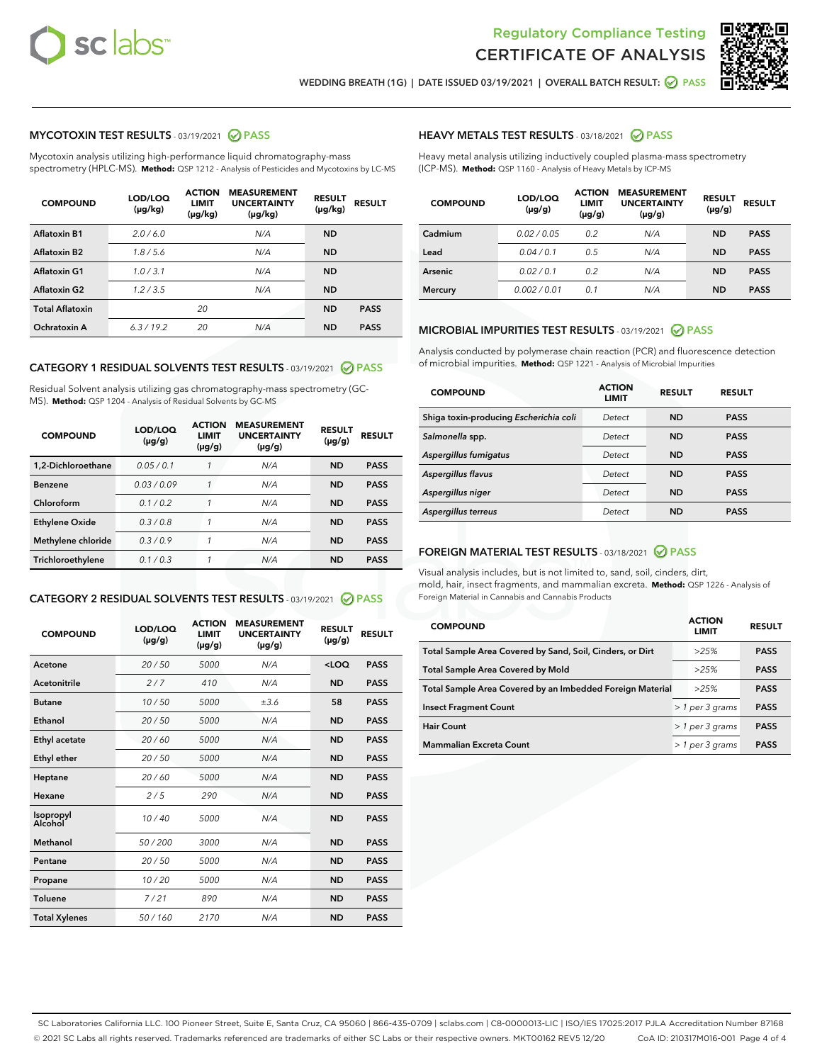Regulatory Compliance Testing
# CERTIFICATE OF ANALYSIS

WEDDING BREATH (1G) | DATE ISSUED 03/19/2021 | OVERALL BATCH RESULT: PASS

## MYCOTOXIN TEST RESULTS - 03/19/2021 PASS

Mycotoxin analysis utilizing high-performance liquid chromatography-mass spectrometry (HPLC-MS). **Method:** QSP 1212 - Analysis of Pesticides and Mycotoxins by LC-MS

| COMPOUND | LOD/LOQ (µg/kg) | ACTION LIMIT (µg/kg) | MEASUREMENT UNCERTAINTY (µg/kg) | RESULT (µg/kg) | RESULT |
|---|---|---|---|---|---|
| Aflatoxin B1 | 2.0 / 6.0 | | N/A | ND | |
| Aflatoxin B2 | 1.8 / 5.6 | | N/A | ND | |
| Aflatoxin G1 | 1.0 / 3.1 | | N/A | ND | |
| Aflatoxin G2 | 1.2 / 3.5 | | N/A | ND | |
| Total Aflatoxin | | 20 | | ND | PASS |
| Ochratoxin A | 6.3 / 19.2 | 20 | N/A | ND | PASS |

## CATEGORY 1 RESIDUAL SOLVENTS TEST RESULTS - 03/19/2021 PASS

Residual Solvent analysis utilizing gas chromatography-mass spectrometry (GC-MS). **Method:** QSP 1204 - Analysis of Residual Solvents by GC-MS

| COMPOUND | LOD/LOQ (µg/g) | ACTION LIMIT (µg/g) | MEASUREMENT UNCERTAINTY (µg/g) | RESULT (µg/g) | RESULT |
|---|---|---|---|---|---|
| 1,2-Dichloroethane | 0.05 / 0.1 | 1 | N/A | ND | PASS |
| Benzene | 0.03 / 0.09 | 1 | N/A | ND | PASS |
| Chloroform | 0.1 / 0.2 | 1 | N/A | ND | PASS |
| Ethylene Oxide | 0.3 / 0.8 | 1 | N/A | ND | PASS |
| Methylene chloride | 0.3 / 0.9 | 1 | N/A | ND | PASS |
| Trichloroethylene | 0.1 / 0.3 | 1 | N/A | ND | PASS |

## CATEGORY 2 RESIDUAL SOLVENTS TEST RESULTS - 03/19/2021 PASS

| COMPOUND | LOD/LOQ (µg/g) | ACTION LIMIT (µg/g) | MEASUREMENT UNCERTAINTY (µg/g) | RESULT (µg/g) | RESULT |
|---|---|---|---|---|---|
| Acetone | 20 / 50 | 5000 | N/A | <LOQ | PASS |
| Acetonitrile | 2 / 7 | 410 | N/A | ND | PASS |
| Butane | 10 / 50 | 5000 | ±3.6 | 58 | PASS |
| Ethanol | 20 / 50 | 5000 | N/A | ND | PASS |
| Ethyl acetate | 20 / 60 | 5000 | N/A | ND | PASS |
| Ethyl ether | 20 / 50 | 5000 | N/A | ND | PASS |
| Heptane | 20 / 60 | 5000 | N/A | ND | PASS |
| Hexane | 2 / 5 | 290 | N/A | ND | PASS |
| Isopropyl Alcohol | 10 / 40 | 5000 | N/A | ND | PASS |
| Methanol | 50 / 200 | 3000 | N/A | ND | PASS |
| Pentane | 20 / 50 | 5000 | N/A | ND | PASS |
| Propane | 10 / 20 | 5000 | N/A | ND | PASS |
| Toluene | 7 / 21 | 890 | N/A | ND | PASS |
| Total Xylenes | 50 / 160 | 2170 | N/A | ND | PASS |

## HEAVY METALS TEST RESULTS - 03/18/2021 PASS

Heavy metal analysis utilizing inductively coupled plasma-mass spectrometry (ICP-MS). **Method:** QSP 1160 - Analysis of Heavy Metals by ICP-MS

| COMPOUND | LOD/LOQ (µg/g) | ACTION LIMIT (µg/g) | MEASUREMENT UNCERTAINTY (µg/g) | RESULT (µg/g) | RESULT |
|---|---|---|---|---|---|
| Cadmium | 0.02 / 0.05 | 0.2 | N/A | ND | PASS |
| Lead | 0.04 / 0.1 | 0.5 | N/A | ND | PASS |
| Arsenic | 0.02 / 0.1 | 0.2 | N/A | ND | PASS |
| Mercury | 0.002 / 0.01 | 0.1 | N/A | ND | PASS |

## MICROBIAL IMPURITIES TEST RESULTS - 03/19/2021 PASS

Analysis conducted by polymerase chain reaction (PCR) and fluorescence detection of microbial impurities. **Method:** QSP 1221 - Analysis of Microbial Impurities

| COMPOUND | ACTION LIMIT | RESULT | RESULT |
|---|---|---|---|
| Shiga toxin-producing *Escherichia coli* | Detect | ND | PASS |
| *Salmonella* spp. | Detect | ND | PASS |
| *Aspergillus fumigatus* | Detect | ND | PASS |
| *Aspergillus flavus* | Detect | ND | PASS |
| *Aspergillus niger* | Detect | ND | PASS |
| *Aspergillus terreus* | Detect | ND | PASS |

## FOREIGN MATERIAL TEST RESULTS - 03/18/2021 PASS

Visual analysis includes, but is not limited to, sand, soil, cinders, dirt, mold, hair, insect fragments, and mammalian excreta. **Method:** QSP 1226 - Analysis of Foreign Material in Cannabis and Cannabis Products

| COMPOUND | ACTION LIMIT | RESULT |
|---|---|---|
| Total Sample Area Covered by Sand, Soil, Cinders, or Dirt | >25% | PASS |
| Total Sample Area Covered by Mold | >25% | PASS |
| Total Sample Area Covered by an Imbedded Foreign Material | >25% | PASS |
| Insect Fragment Count | > 1 per 3 grams | PASS |
| Hair Count | > 1 per 3 grams | PASS |
| Mammalian Excreta Count | > 1 per 3 grams | PASS |

SC Laboratories California LLC. 100 Pioneer Street, Suite E, Santa Cruz, CA 95060 | 866-435-0709 | sclabs.com | C8-0000013-LIC | ISO/IES 17025:2017 PJLA Accreditation Number 87168
© 2021 SC Labs all rights reserved. Trademarks referenced are trademarks of either SC Labs or their respective owners. MKT00162 REV5 12/20 CoA ID: 210317M016-001